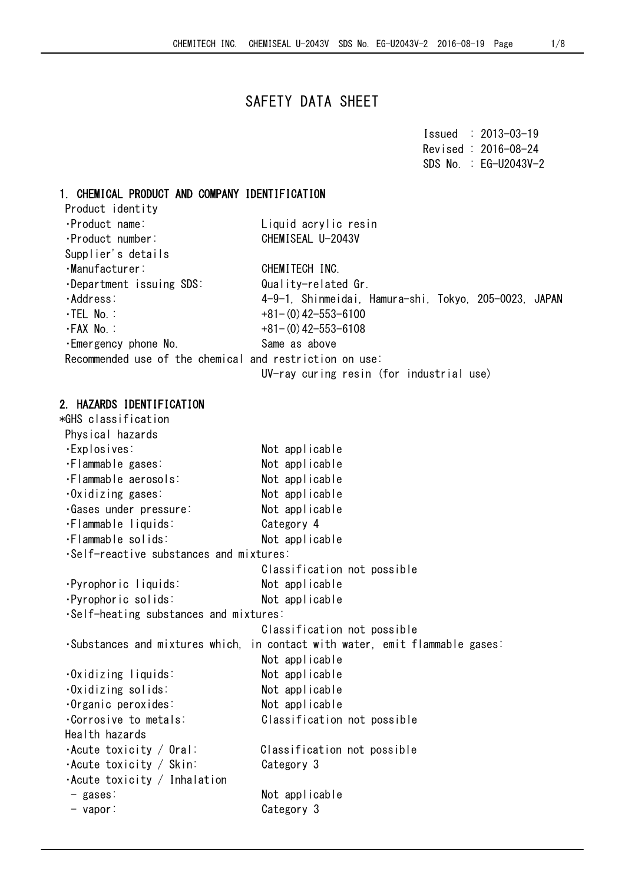# SAFETY DATA SHEET

Issued : 2013-03-19
Revised : 2016-08-24
SDS No. : EG-U2043V-2

## 1. CHEMICAL PRODUCT AND COMPANY IDENTIFICATION

Product identity

- ･Product name: Liquid acrylic resin
- ･Product number: CHEMISEAL U-2043V

Supplier's details

- ･Manufacturer: CHEMITECH INC.
- ･Department issuing SDS: Quality-related Gr.
- ･Address: 4-9-1, Shinmeidai, Hamura-shi, Tokyo, 205-0023, JAPAN
- ･TEL No.: +81-(0)42-553-6100
- ･FAX No.: +81-(0)42-553-6108
- ･Emergency phone No. Same as above

Recommended use of the chemical and restriction on use:
UV-ray curing resin (for industrial use)

## 2. HAZARDS IDENTIFICATION

*GHS classification

Physical hazards

- ･Explosives: Not applicable
- ･Flammable gases: Not applicable
- ･Flammable aerosols: Not applicable
- ･Oxidizing gases: Not applicable
- ･Gases under pressure: Not applicable
- ･Flammable liquids: Category 4
- ･Flammable solids: Not applicable
- ･Self-reactive substances and mixtures: Classification not possible
- ･Pyrophoric liquids: Not applicable
- ･Pyrophoric solids: Not applicable
- ･Self-heating substances and mixtures: Classification not possible
- ･Substances and mixtures which, in contact with water, emit flammable gases: Not applicable
- ･Oxidizing liquids: Not applicable
- ･Oxidizing solids: Not applicable
- ･Organic peroxides: Not applicable
- ･Corrosive to metals: Classification not possible

Health hazards

- ･Acute toxicity / Oral: Classification not possible
- ･Acute toxicity / Skin: Category 3
- ･Acute toxicity / Inhalation
  - gases: Not applicable
  - vapor: Category 3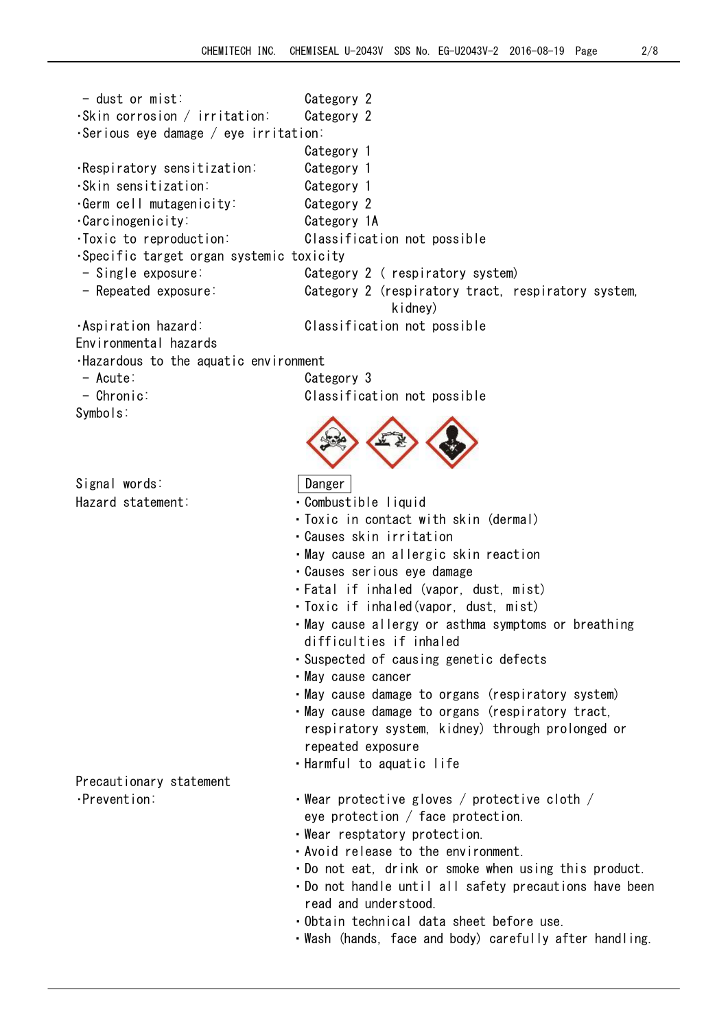- dust or mist: Category 2
- Skin corrosion / irritation: Category 2
- Serious eye damage / eye irritation: Category 1
- Respiratory sensitization: Category 1
- Skin sensitization: Category 1
- Germ cell mutagenicity: Category 2
- Carcinogenicity: Category 1A
- Toxic to reproduction: Classification not possible
- Specific target organ systemic toxicity
  - Single exposure: Category 2 ( respiratory system)
  - Repeated exposure: Category 2 (respiratory tract, respiratory system, kidney)
- Aspiration hazard: Classification not possible

Environmental hazards

- Hazardous to the aquatic environment
  - Acute: Category 3
  - Chronic: Classification not possible

Symbols:

Signal words: Danger

Hazard statement:

- Combustible liquid
- Toxic in contact with skin (dermal)
- Causes skin irritation
- May cause an allergic skin reaction
- Causes serious eye damage
- Fatal if inhaled (vapor, dust, mist)
- Toxic if inhaled(vapor, dust, mist)
- May cause allergy or asthma symptoms or breathing difficulties if inhaled
- Suspected of causing genetic defects
- May cause cancer
- May cause damage to organs (respiratory system)
- May cause damage to organs (respiratory tract, respiratory system, kidney) through prolonged or repeated exposure
- Harmful to aquatic life

Precautionary statement

- Prevention:
  - Wear protective gloves / protective cloth / eye protection / face protection.
  - Wear resptatory protection.
  - Avoid release to the environment.
  - Do not eat, drink or smoke when using this product.
  - Do not handle until all safety precautions have been read and understood.
  - Obtain technical data sheet before use.
  - Wash (hands, face and body) carefully after handling.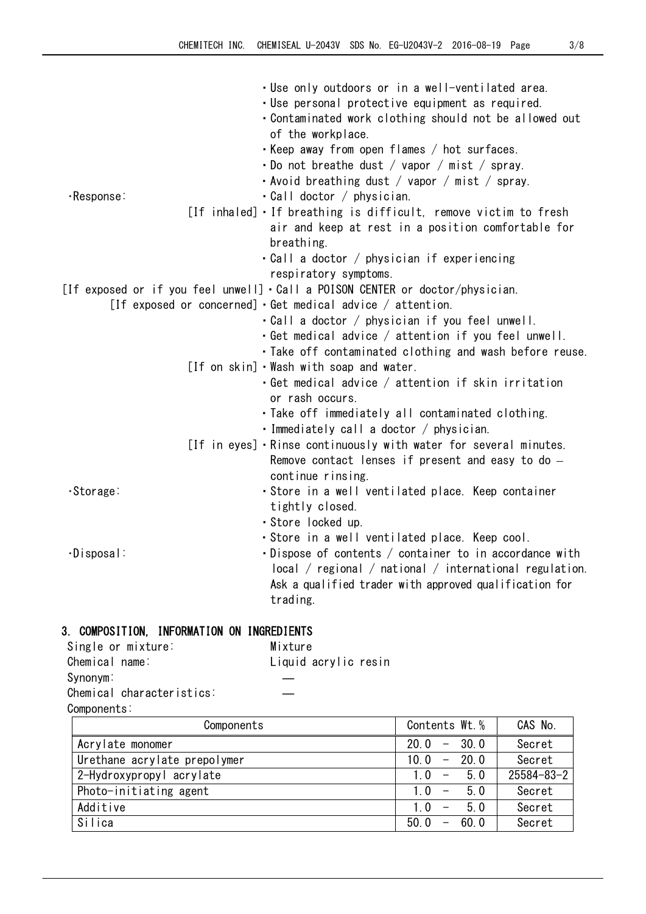- Use only outdoors or in a well-ventilated area.
- Use personal protective equipment as required.
- Contaminated work clothing should not be allowed out of the workplace.
- Keep away from open flames / hot surfaces.
- Do not breathe dust / vapor / mist / spray.
- Avoid breathing dust / vapor / mist / spray.

·Response:
- Call doctor / physician.

[If inhaled]
- If breathing is difficult, remove victim to fresh air and keep at rest in a position comfortable for breathing.
- Call a doctor / physician if experiencing respiratory symptoms.

[If exposed or if you feel unwell]
- Call a POISON CENTER or doctor/physician.

[If exposed or concerned]
- Get medical advice / attention.
- Call a doctor / physician if you feel unwell.
- Get medical advice / attention if you feel unwell.
- Take off contaminated clothing and wash before reuse.

[If on skin]
- Wash with soap and water.
- Get medical advice / attention if skin irritation or rash occurs.
- Take off immediately all contaminated clothing.
- Immediately call a doctor / physician.

[If in eyes]
- Rinse continuously with water for several minutes. Remove contact lenses if present and easy to do – continue rinsing.

·Storage:
- Store in a well ventilated place. Keep container tightly closed.
- Store locked up.
- Store in a well ventilated place. Keep cool.

·Disposal:
- Dispose of contents / container to in accordance with local / regional / national / international regulation. Ask a qualified trader with approved qualification for trading.

## 3. COMPOSITION, INFORMATION ON INGREDIENTS

Single or mixture: Mixture
Chemical name: Liquid acrylic resin
Synonym: —
Chemical characteristics: —
Components:

| Components | Contents Wt.% | CAS No. |
|---|---|---|
| Acrylate monomer | 20.0 – 30.0 | Secret |
| Urethane acrylate prepolymer | 10.0 – 20.0 | Secret |
| 2-Hydroxypropyl acrylate | 1.0 – 5.0 | 25584-83-2 |
| Photo-initiating agent | 1.0 – 5.0 | Secret |
| Additive | 1.0 – 5.0 | Secret |
| Silica | 50.0 – 60.0 | Secret |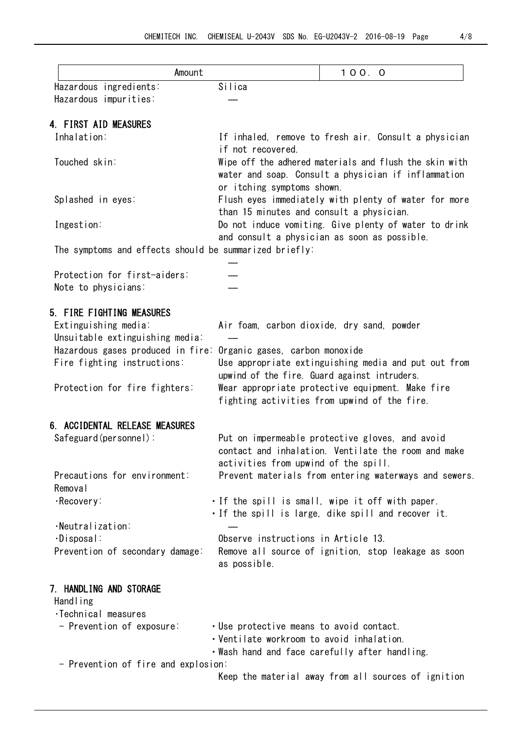| Amount | 100.0 |
|---|---|

Hazardous ingredients: Silica

Hazardous impurities: —

## 4. FIRST AID MEASURES

Inhalation: If inhaled, remove to fresh air. Consult a physician if not recovered.

Touched skin: Wipe off the adhered materials and flush the skin with water and soap. Consult a physician if inflammation or itching symptoms shown.

Splashed in eyes: Flush eyes immediately with plenty of water for more than 15 minutes and consult a physician.

Ingestion: Do not induce vomiting. Give plenty of water to drink and consult a physician as soon as possible.

The symptoms and effects should be summarized briefly:
—

Protection for first-aiders: —

Note to physicians: —

## 5. FIRE FIGHTING MEASURES

Extinguishing media: Air foam, carbon dioxide, dry sand, powder

Unsuitable extinguishing media: —

Hazardous gases produced in fire: Organic gases, carbon monoxide

Fire fighting instructions: Use appropriate extinguishing media and put out from upwind of the fire. Guard against intruders.

Protection for fire fighters: Wear appropriate protective equipment. Make fire fighting activities from upwind of the fire.

## 6. ACCIDENTAL RELEASE MEASURES

Safeguard(personnel): Put on impermeable protective gloves, and avoid contact and inhalation. Ventilate the room and make activities from upwind of the spill.

Precautions for environment: Prevent materials from entering waterways and sewers.

Removal

·Recovery:
- If the spill is small, wipe it off with paper.
- If the spill is large, dike spill and recover it.

·Neutralization: —

·Disposal: Observe instructions in Article 13.

Prevention of secondary damage: Remove all source of ignition, stop leakage as soon as possible.

## 7. HANDLING AND STORAGE

Handling

·Technical measures

- Prevention of exposure:
  - Use protective means to avoid contact.
  - Ventilate workroom to avoid inhalation.
  - Wash hand and face carefully after handling.
- Prevention of fire and explosion:
  Keep the material away from all sources of ignition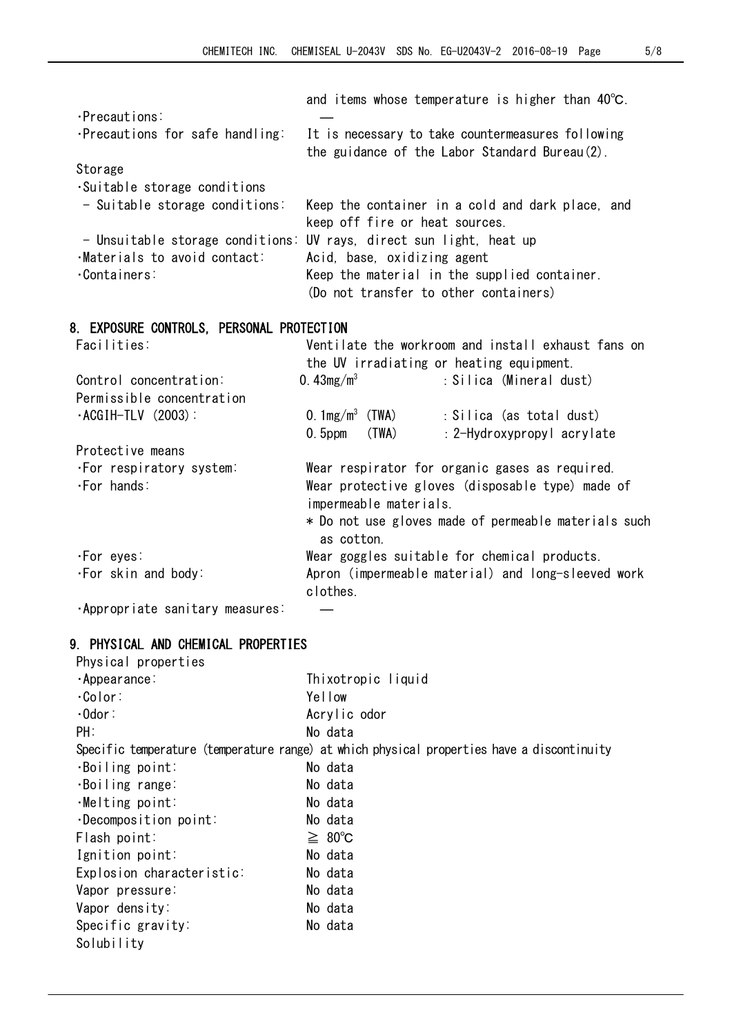| | |
|---|---|
| | and items whose temperature is higher than 40℃. |
| ・Precautions: | — |
| ・Precautions for safe handling: | It is necessary to take countermeasures following the guidance of the Labor Standard Bureau(2). |

Storage

| | |
|---|---|
| ・Suitable storage conditions | |
| - Suitable storage conditions: | Keep the container in a cold and dark place, and keep off fire or heat sources. |
| - Unsuitable storage conditions: | UV rays, direct sun light, heat up |
| ・Materials to avoid contact: | Acid, base, oxidizing agent |
| ・Containers: | Keep the material in the supplied container. (Do not transfer to other containers) |

## 8. EXPOSURE CONTROLS, PERSONAL PROTECTION

| | | |
|---|---|---|
| Facilities: | Ventilate the workroom and install exhaust fans on the UV irradiating or heating equipment. | |
| Control concentration: | 0.43mg/m$^3$ | : Silica (Mineral dust) |
| Permissible concentration | | |
| ・ACGIH-TLV (2003): | 0.1mg/m$^3$ (TWA) | : Silica (as total dust) |
| | 0.5ppm (TWA) | : 2-Hydroxypropyl acrylate |

Protective means

| | |
|---|---|
| ・For respiratory system: | Wear respirator for organic gases as required. |
| ・For hands: | Wear protective gloves (disposable type) made of impermeable materials. * Do not use gloves made of permeable materials such as cotton. |
| ・For eyes: | Wear goggles suitable for chemical products. |
| ・For skin and body: | Apron (impermeable material) and long-sleeved work clothes. |
| ・Appropriate sanitary measures: | — |

## 9. PHYSICAL AND CHEMICAL PROPERTIES

Physical properties

| | |
|---|---|
| ・Appearance: | Thixotropic liquid |
| ・Color: | Yellow |
| ・Odor: | Acrylic odor |
| PH: | No data |

Specific temperature (temperature range) at which physical properties have a discontinuity

| | |
|---|---|
| ・Boiling point: | No data |
| ・Boiling range: | No data |
| ・Melting point: | No data |
| ・Decomposition point: | No data |
| Flash point: | ≧ 80℃ |
| Ignition point: | No data |
| Explosion characteristic: | No data |
| Vapor pressure: | No data |
| Vapor density: | No data |
| Specific gravity: | No data |

Solubility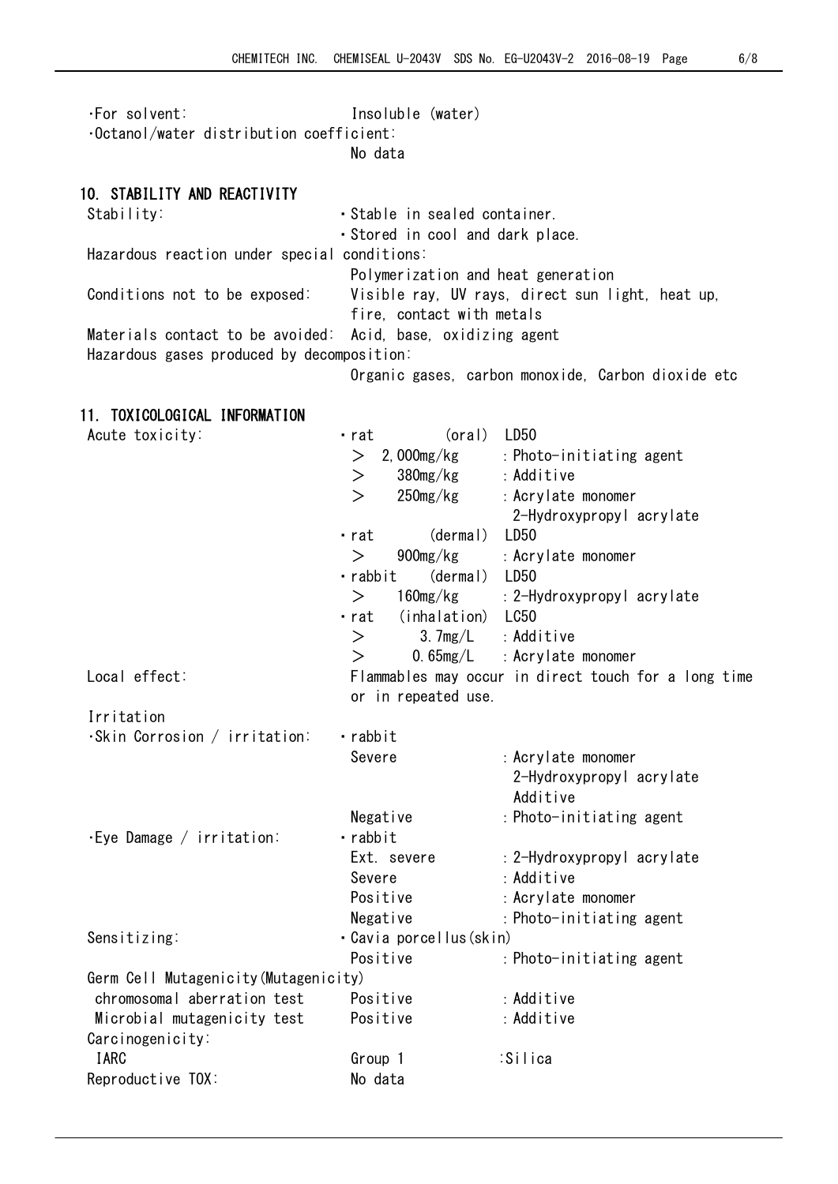- For solvent: Insoluble (water)
- Octanol/water distribution coefficient: No data

## 10. STABILITY AND REACTIVITY

Stability:
- Stable in sealed container.
- Stored in cool and dark place.

Hazardous reaction under special conditions: Polymerization and heat generation

Conditions not to be exposed: Visible ray, UV rays, direct sun light, heat up, fire, contact with metals

Materials contact to be avoided: Acid, base, oxidizing agent

Hazardous gases produced by decomposition: Organic gases, carbon monoxide, Carbon dioxide etc

## 11. TOXICOLOGICAL INFORMATION

Acute toxicity:

- rat (oral) LD50
  - ＞ 2,000mg/kg : Photo-initiating agent
  - ＞ 380mg/kg : Additive
  - ＞ 250mg/kg : Acrylate monomer, 2-Hydroxypropyl acrylate
- rat (dermal) LD50
  - ＞ 900mg/kg : Acrylate monomer
- rabbit (dermal) LD50
  - ＞ 160mg/kg : 2-Hydroxypropyl acrylate
- rat (inhalation) LC50
  - ＞ 3.7mg/L : Additive
  - ＞ 0.65mg/L : Acrylate monomer

Local effect: Flammables may occur in direct touch for a long time or in repeated use.

Irritation

- Skin Corrosion / irritation:
  - rabbit
    - Severe : Acrylate monomer, 2-Hydroxypropyl acrylate, Additive
    - Negative : Photo-initiating agent
- Eye Damage / irritation:
  - rabbit
    - Ext. severe : 2-Hydroxypropyl acrylate
    - Severe : Additive
    - Positive : Acrylate monomer
    - Negative : Photo-initiating agent

Sensitizing:
- Cavia porcellus(skin)
  - Positive : Photo-initiating agent

Germ Cell Mutagenicity(Mutagenicity)
- chromosomal aberration test: Positive : Additive
- Microbial mutagenicity test: Positive : Additive

Carcinogenicity:
- IARC: Group 1 :Silica

Reproductive TOX: No data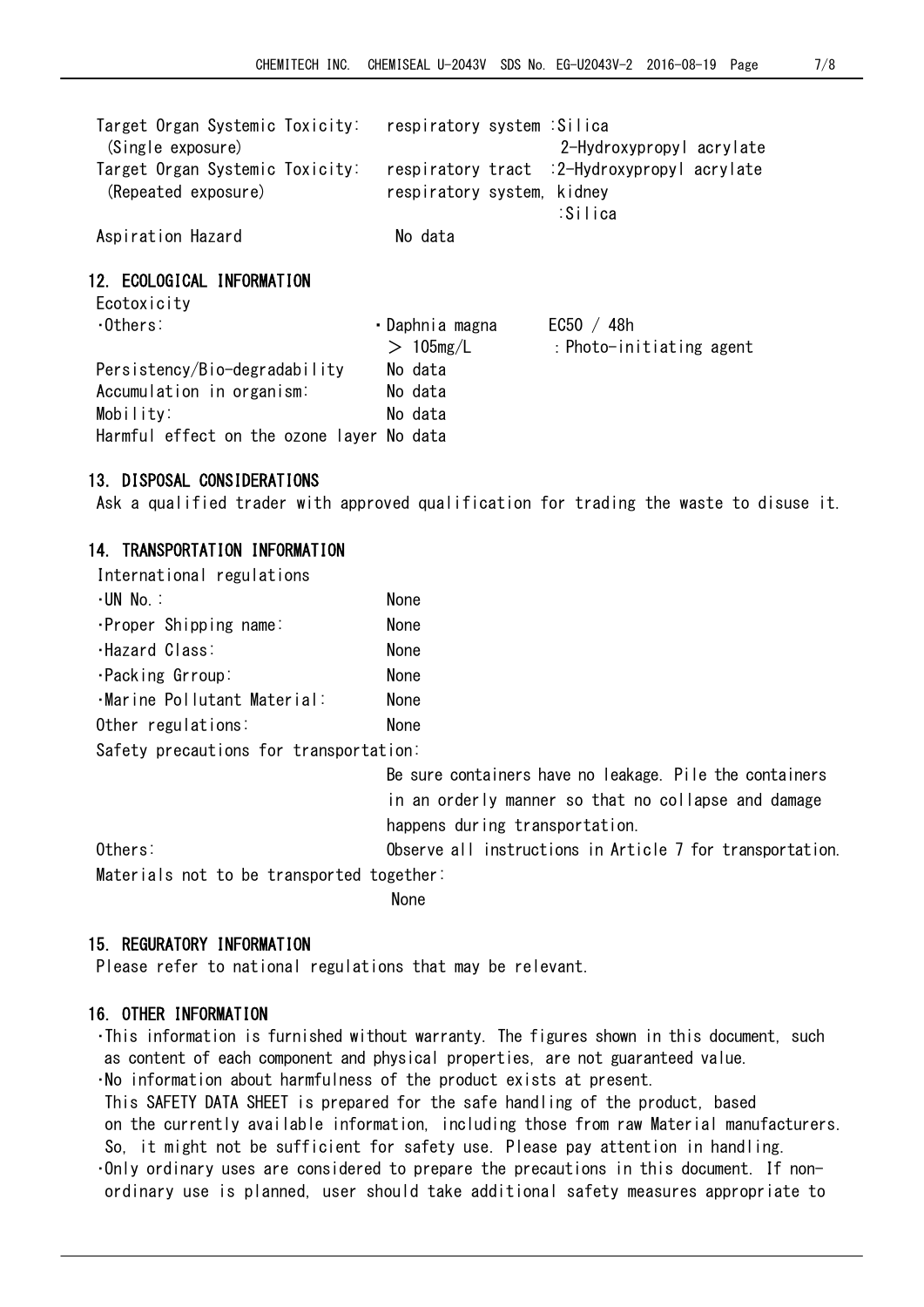| | |
|---|---|
| Target Organ Systemic Toxicity: (Single exposure) | respiratory system :Silica<br>2-Hydroxypropyl acrylate |
| Target Organ Systemic Toxicity: (Repeated exposure) | respiratory tract :2-Hydroxypropyl acrylate<br>respiratory system, kidney :Silica |
| Aspiration Hazard | No data |

## 12. ECOLOGICAL INFORMATION

Ecotoxicity

| | | |
|---|---|---|
| ·Others: | ・Daphnia magna<br>＞ 105mg/L | EC50 / 48h<br>：Photo-initiating agent |
| Persistency/Bio-degradability | No data | |
| Accumulation in organism: | No data | |
| Mobility: | No data | |
| Harmful effect on the ozone layer | No data | |

## 13. DISPOSAL CONSIDERATIONS

Ask a qualified trader with approved qualification for trading the waste to disuse it.

## 14. TRANSPORTATION INFORMATION

International regulations

| | |
|---|---|
| ·UN No.: | None |
| ·Proper Shipping name: | None |
| ·Hazard Class: | None |
| ·Packing Grroup: | None |
| ·Marine Pollutant Material: | None |
| Other regulations: | None |

Safety precautions for transportation:

Be sure containers have no leakage. Pile the containers in an orderly manner so that no collapse and damage happens during transportation.

Others: Observe all instructions in Article 7 for transportation.

Materials not to be transported together:

None

## 15. REGURATORY INFORMATION

Please refer to national regulations that may be relevant.

## 16. OTHER INFORMATION

·This information is furnished without warranty. The figures shown in this document, such as content of each component and physical properties, are not guaranteed value.

·No information about harmfulness of the product exists at present.
This SAFETY DATA SHEET is prepared for the safe handling of the product, based on the currently available information, including those from raw Material manufacturers. So, it might not be sufficient for safety use. Please pay attention in handling.

·Only ordinary uses are considered to prepare the precautions in this document. If non-ordinary use is planned, user should take additional safety measures appropriate to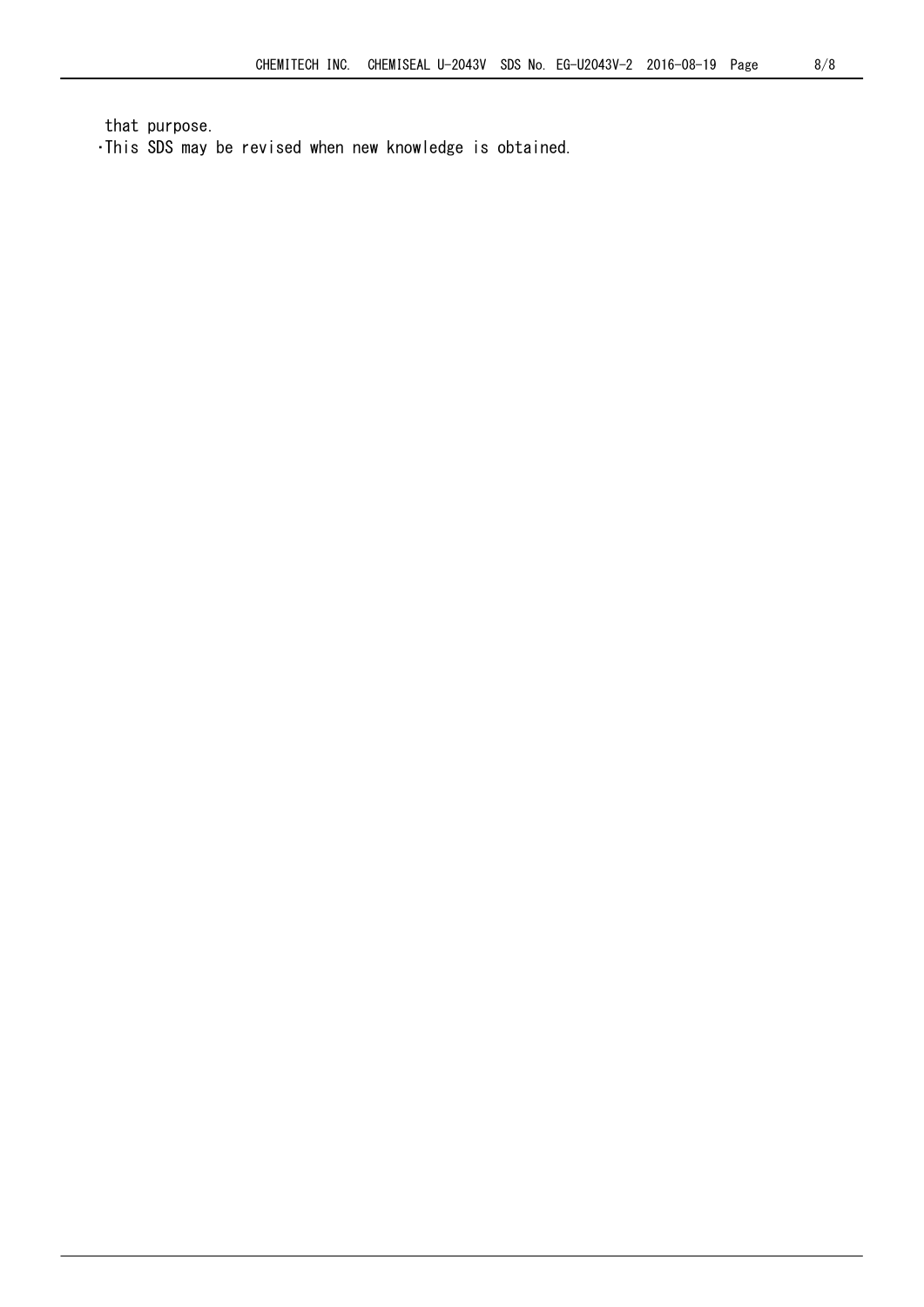that purpose.

・This SDS may be revised when new knowledge is obtained.